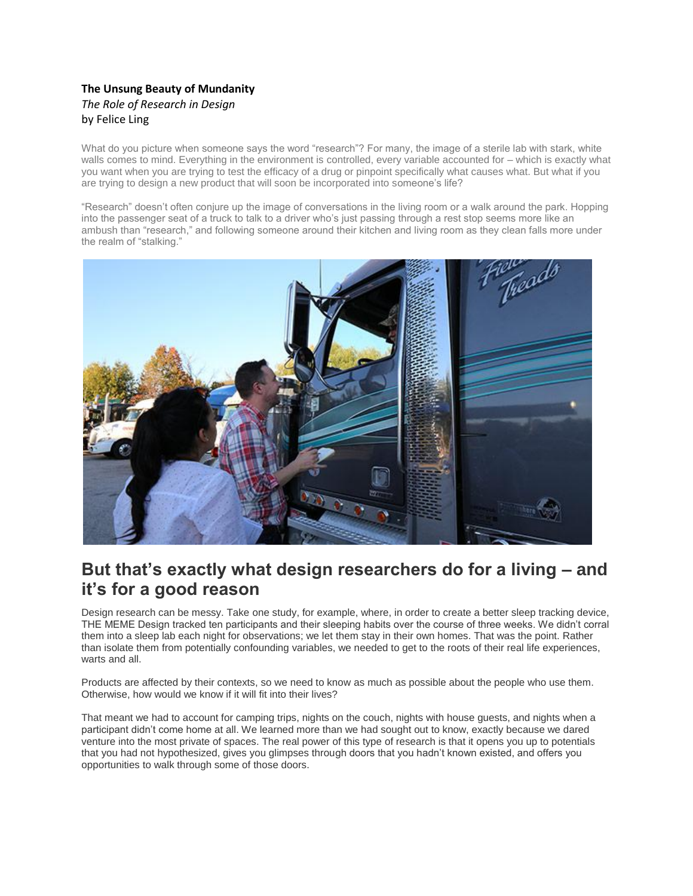**The Unsung Beauty of Mundanity**

*The Role of Research in Design*

by Felice Ling

What do you picture when someone says the word "research"? For many, the image of a sterile lab with stark, white walls comes to mind. Everything in the environment is controlled, every variable accounted for – which is exactly what you want when you are trying to test the efficacy of a drug or pinpoint specifically what causes what. But what if you are trying to design a new product that will soon be incorporated into someone's life?

"Research" doesn't often conjure up the image of conversations in the living room or a walk around the park. Hopping into the passenger seat of a truck to talk to a driver who's just passing through a rest stop seems more like an ambush than "research," and following someone around their kitchen and living room as they clean falls more under the realm of "stalking."

## But that's exactly what design researchers do for a living – and it's for a good reason

Design research can be messy. Take one study, for example, where, in order to create a better sleep tracking device, THE MEME Design tracked ten participants and their sleeping habits over the course of three weeks. We didn't corral them into a sleep lab each night for observations; we let them stay in their own homes. That was the point. Rather than isolate them from potentially confounding variables, we needed to get to the roots of their real life experiences, warts and all.

Products are affected by their contexts, so we need to know as much as possible about the people who use them. Otherwise, how would we know if it will fit into their lives?

That meant we had to account for camping trips, nights on the couch, nights with house guests, and nights when a participant didn't come home at all. We learned more than we had sought out to know, exactly because we dared venture into the most private of spaces. The real power of this type of research is that it opens you up to potentials that you had not hypothesized, gives you glimpses through doors that you hadn't known existed, and offers you opportunities to walk through some of those doors.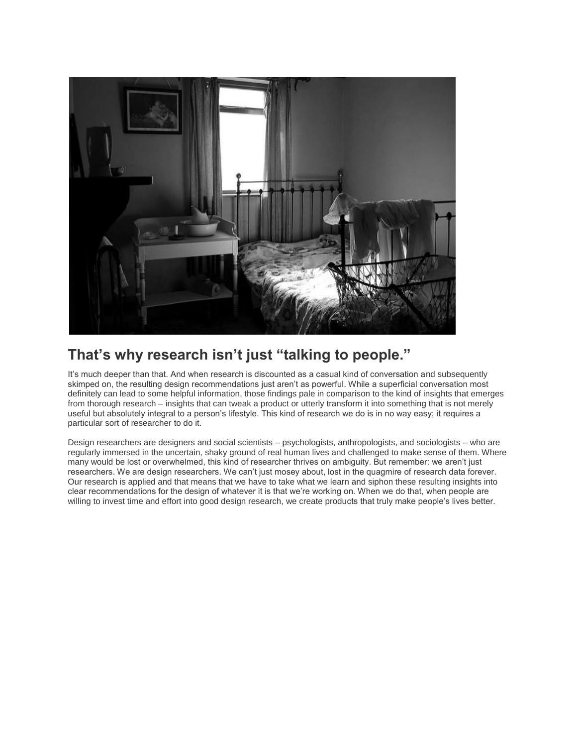## That's why research isn't just "talking to people."

It's much deeper than that. And when research is discounted as a casual kind of conversation and subsequently skimped on, the resulting design recommendations just aren't as powerful. While a superficial conversation most definitely can lead to some helpful information, those findings pale in comparison to the kind of insights that emerges from thorough research – insights that can tweak a product or utterly transform it into something that is not merely useful but absolutely integral to a person's lifestyle. This kind of research we do is in no way easy; it requires a particular sort of researcher to do it.

Design researchers are designers and social scientists – psychologists, anthropologists, and sociologists – who are regularly immersed in the uncertain, shaky ground of real human lives and challenged to make sense of them. Where many would be lost or overwhelmed, this kind of researcher thrives on ambiguity. But remember: we aren't just researchers. We are design researchers. We can't just mosey about, lost in the quagmire of research data forever. Our research is applied and that means that we have to take what we learn and siphon these resulting insights into clear recommendations for the design of whatever it is that we're working on. When we do that, when people are willing to invest time and effort into good design research, we create products that truly make people's lives better.